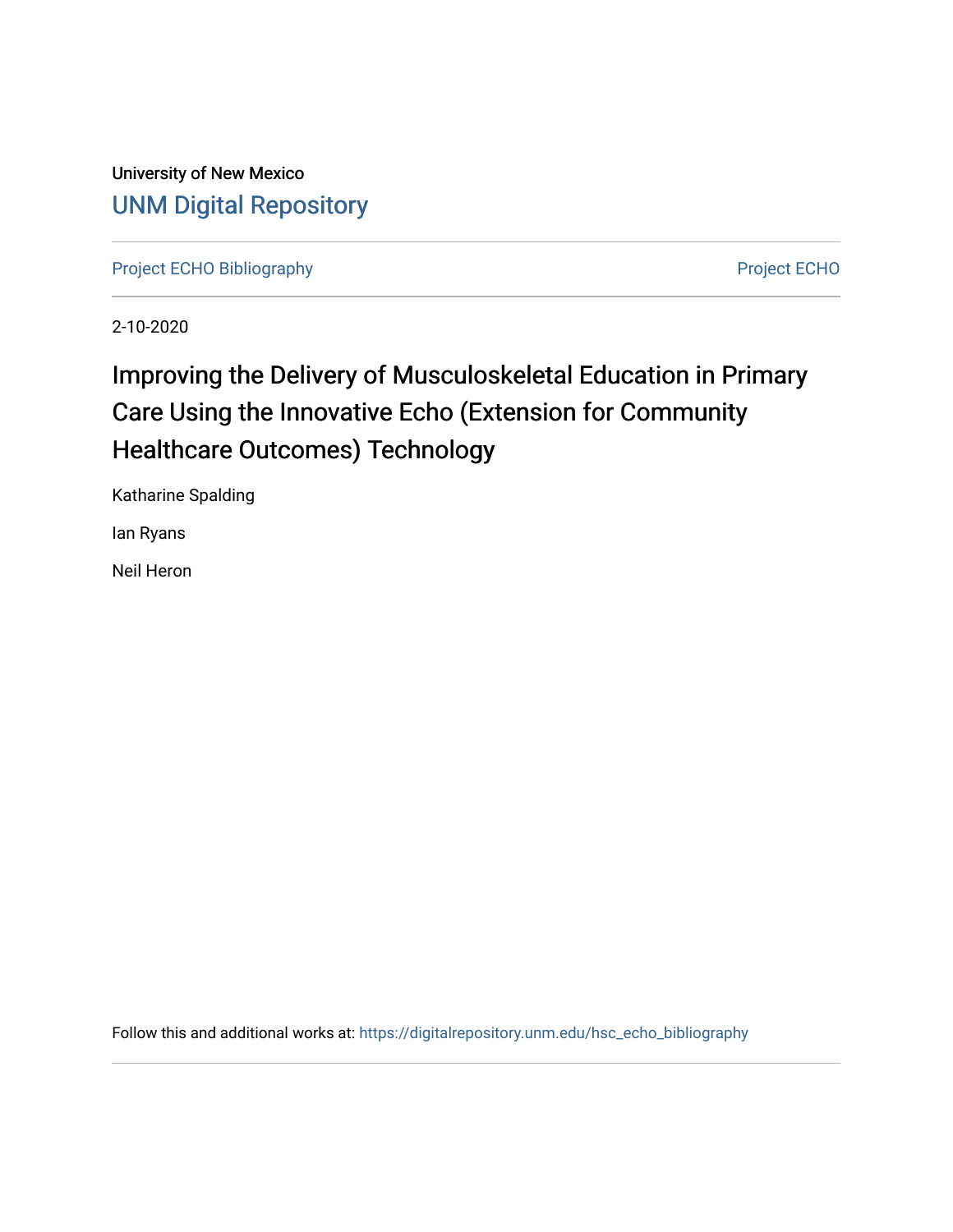University of New Mexico

UNM Digital Repository

Project ECHO Bibliography

Project ECHO

2-10-2020

# Improving the Delivery of Musculoskeletal Education in Primary Care Using the Innovative Echo (Extension for Community Healthcare Outcomes) Technology

Katharine Spalding

Ian Ryans

Neil Heron

Follow this and additional works at: https://digitalrepository.unm.edu/hsc_echo_bibliography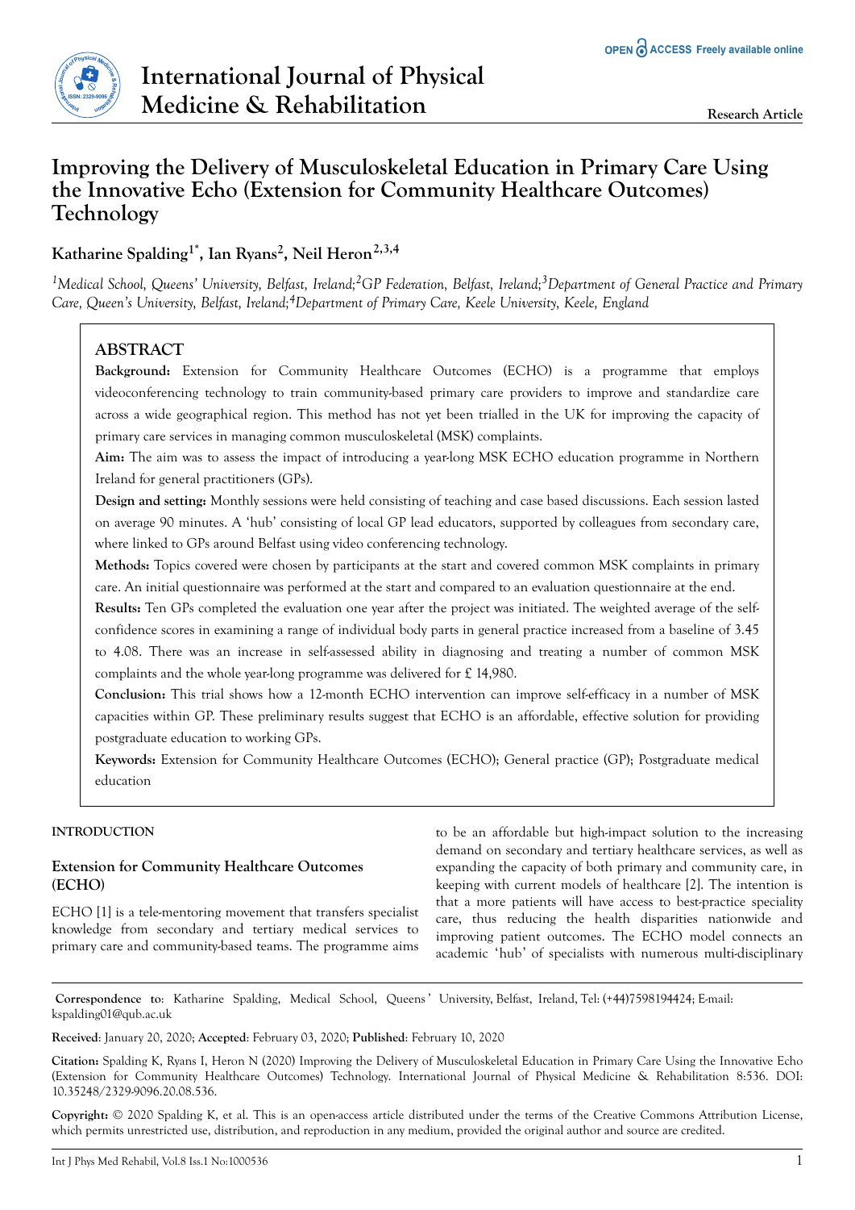# Improving the Delivery of Musculoskeletal Education in Primary Care Using the Innovative Echo (Extension for Community Healthcare Outcomes) Technology

**Katharine Spalding[1*], Ian Ryans[2], Neil Heron[2,3,4]**

*[1]Medical School, Queens' University, Belfast, Ireland;[2]GP Federation, Belfast, Ireland;[3]Department of General Practice and Primary Care, Queen's University, Belfast, Ireland;[4]Department of Primary Care, Keele University, Keele, England*

## ABSTRACT

**Background:** Extension for Community Healthcare Outcomes (ECHO) is a programme that employs videoconferencing technology to train community-based primary care providers to improve and standardize care across a wide geographical region. This method has not yet been trialled in the UK for improving the capacity of primary care services in managing common musculoskeletal (MSK) complaints.

**Aim:** The aim was to assess the impact of introducing a year-long MSK ECHO education programme in Northern Ireland for general practitioners (GPs).

**Design and setting:** Monthly sessions were held consisting of teaching and case based discussions. Each session lasted on average 90 minutes. A 'hub' consisting of local GP lead educators, supported by colleagues from secondary care, where linked to GPs around Belfast using video conferencing technology.

**Methods:** Topics covered were chosen by participants at the start and covered common MSK complaints in primary care. An initial questionnaire was performed at the start and compared to an evaluation questionnaire at the end.

**Results:** Ten GPs completed the evaluation one year after the project was initiated. The weighted average of the self-confidence scores in examining a range of individual body parts in general practice increased from a baseline of 3.45 to 4.08. There was an increase in self-assessed ability in diagnosing and treating a number of common MSK complaints and the whole year-long programme was delivered for £ 14,980.

**Conclusion:** This trial shows how a 12-month ECHO intervention can improve self-efficacy in a number of MSK capacities within GP. These preliminary results suggest that ECHO is an affordable, effective solution for providing postgraduate education to working GPs.

**Keywords:** Extension for Community Healthcare Outcomes (ECHO); General practice (GP); Postgraduate medical education

## INTRODUCTION

### Extension for Community Healthcare Outcomes (ECHO)

ECHO [1] is a tele-mentoring movement that transfers specialist knowledge from secondary and tertiary medical services to primary care and community-based teams. The programme aims to be an affordable but high-impact solution to the increasing demand on secondary and tertiary healthcare services, as well as expanding the capacity of both primary and community care, in keeping with current models of healthcare [2]. The intention is that a more patients will have access to best-practice speciality care, thus reducing the health disparities nationwide and improving patient outcomes. The ECHO model connects an academic 'hub' of specialists with numerous multi-disciplinary

**Correspondence to**: Katharine Spalding, Medical School, Queens' University, Belfast, Ireland, Tel: (+44)7598194424; E-mail: kspalding01@qub.ac.uk

**Received**: January 20, 2020; **Accepted**: February 03, 2020; **Published**: February 10, 2020

**Citation:** Spalding K, Ryans I, Heron N (2020) Improving the Delivery of Musculoskeletal Education in Primary Care Using the Innovative Echo (Extension for Community Healthcare Outcomes) Technology. International Journal of Physical Medicine & Rehabilitation 8:536. DOI: 10.35248/2329-9096.20.08.536.

**Copyright:** © 2020 Spalding K, et al. This is an open-access article distributed under the terms of the Creative Commons Attribution License, which permits unrestricted use, distribution, and reproduction in any medium, provided the original author and source are credited.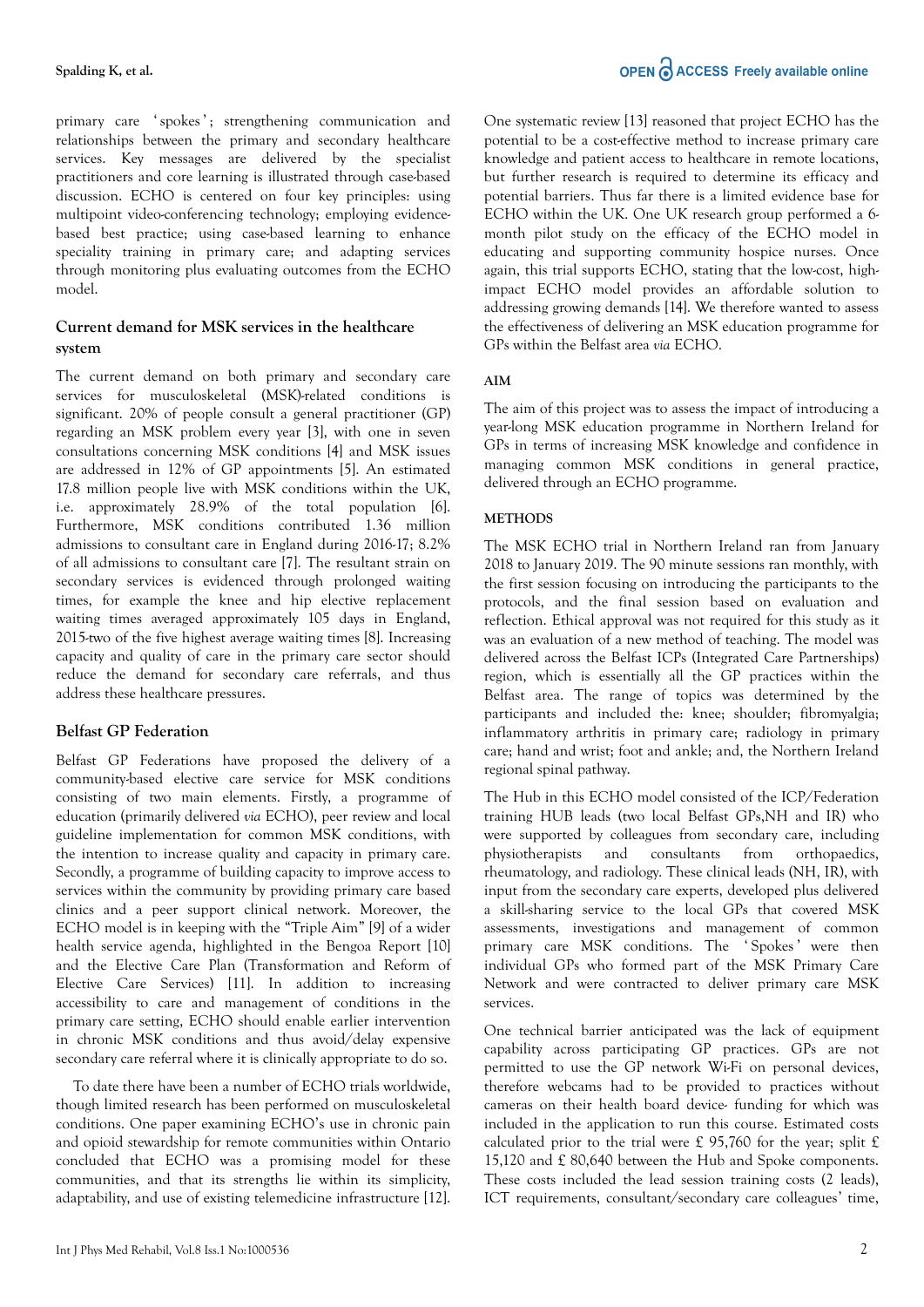primary care ' spokes '; strengthening communication and relationships between the primary and secondary healthcare services. Key messages are delivered by the specialist practitioners and core learning is illustrated through case-based discussion. ECHO is centered on four key principles: using multipoint video-conferencing technology; employing evidence-based best practice; using case-based learning to enhance speciality training in primary care; and adapting services through monitoring plus evaluating outcomes from the ECHO model.

### Current demand for MSK services in the healthcare system

The current demand on both primary and secondary care services for musculoskeletal (MSK)-related conditions is significant. 20% of people consult a general practitioner (GP) regarding an MSK problem every year [3], with one in seven consultations concerning MSK conditions [4] and MSK issues are addressed in 12% of GP appointments [5]. An estimated 17.8 million people live with MSK conditions within the UK, i.e. approximately 28.9% of the total population [6]. Furthermore, MSK conditions contributed 1.36 million admissions to consultant care in England during 2016-17; 8.2% of all admissions to consultant care [7]. The resultant strain on secondary services is evidenced through prolonged waiting times, for example the knee and hip elective replacement waiting times averaged approximately 105 days in England, 2015-two of the five highest average waiting times [8]. Increasing capacity and quality of care in the primary care sector should reduce the demand for secondary care referrals, and thus address these healthcare pressures.

### Belfast GP Federation

Belfast GP Federations have proposed the delivery of a community-based elective care service for MSK conditions consisting of two main elements. Firstly, a programme of education (primarily delivered *via* ECHO), peer review and local guideline implementation for common MSK conditions, with the intention to increase quality and capacity in primary care. Secondly, a programme of building capacity to improve access to services within the community by providing primary care based clinics and a peer support clinical network. Moreover, the ECHO model is in keeping with the "Triple Aim" [9] of a wider health service agenda, highlighted in the Bengoa Report [10] and the Elective Care Plan (Transformation and Reform of Elective Care Services) [11]. In addition to increasing accessibility to care and management of conditions in the primary care setting, ECHO should enable earlier intervention in chronic MSK conditions and thus avoid/delay expensive secondary care referral where it is clinically appropriate to do so.

To date there have been a number of ECHO trials worldwide, though limited research has been performed on musculoskeletal conditions. One paper examining ECHO's use in chronic pain and opioid stewardship for remote communities within Ontario concluded that ECHO was a promising model for these communities, and that its strengths lie within its simplicity, adaptability, and use of existing telemedicine infrastructure [12]. One systematic review [13] reasoned that project ECHO has the potential to be a cost-effective method to increase primary care knowledge and patient access to healthcare in remote locations, but further research is required to determine its efficacy and potential barriers. Thus far there is a limited evidence base for ECHO within the UK. One UK research group performed a 6-month pilot study on the efficacy of the ECHO model in educating and supporting community hospice nurses. Once again, this trial supports ECHO, stating that the low-cost, high-impact ECHO model provides an affordable solution to addressing growing demands [14]. We therefore wanted to assess the effectiveness of delivering an MSK education programme for GPs within the Belfast area *via* ECHO.

## AIM

The aim of this project was to assess the impact of introducing a year-long MSK education programme in Northern Ireland for GPs in terms of increasing MSK knowledge and confidence in managing common MSK conditions in general practice, delivered through an ECHO programme.

## METHODS

The MSK ECHO trial in Northern Ireland ran from January 2018 to January 2019. The 90 minute sessions ran monthly, with the first session focusing on introducing the participants to the protocols, and the final session based on evaluation and reflection. Ethical approval was not required for this study as it was an evaluation of a new method of teaching. The model was delivered across the Belfast ICPs (Integrated Care Partnerships) region, which is essentially all the GP practices within the Belfast area. The range of topics was determined by the participants and included the: knee; shoulder; fibromyalgia; inflammatory arthritis in primary care; radiology in primary care; hand and wrist; foot and ankle; and, the Northern Ireland regional spinal pathway.

The Hub in this ECHO model consisted of the ICP/Federation training HUB leads (two local Belfast GPs,NH and IR) who were supported by colleagues from secondary care, including physiotherapists and consultants from orthopaedics, rheumatology, and radiology. These clinical leads (NH, IR), with input from the secondary care experts, developed plus delivered a skill-sharing service to the local GPs that covered MSK assessments, investigations and management of common primary care MSK conditions. The ' Spokes ' were then individual GPs who formed part of the MSK Primary Care Network and were contracted to deliver primary care MSK services.

One technical barrier anticipated was the lack of equipment capability across participating GP practices. GPs are not permitted to use the GP network Wi-Fi on personal devices, therefore webcams had to be provided to practices without cameras on their health board device- funding for which was included in the application to run this course. Estimated costs calculated prior to the trial were £ 95,760 for the year; split £ 15,120 and £ 80,640 between the Hub and Spoke components. These costs included the lead session training costs (2 leads), ICT requirements, consultant/secondary care colleagues' time,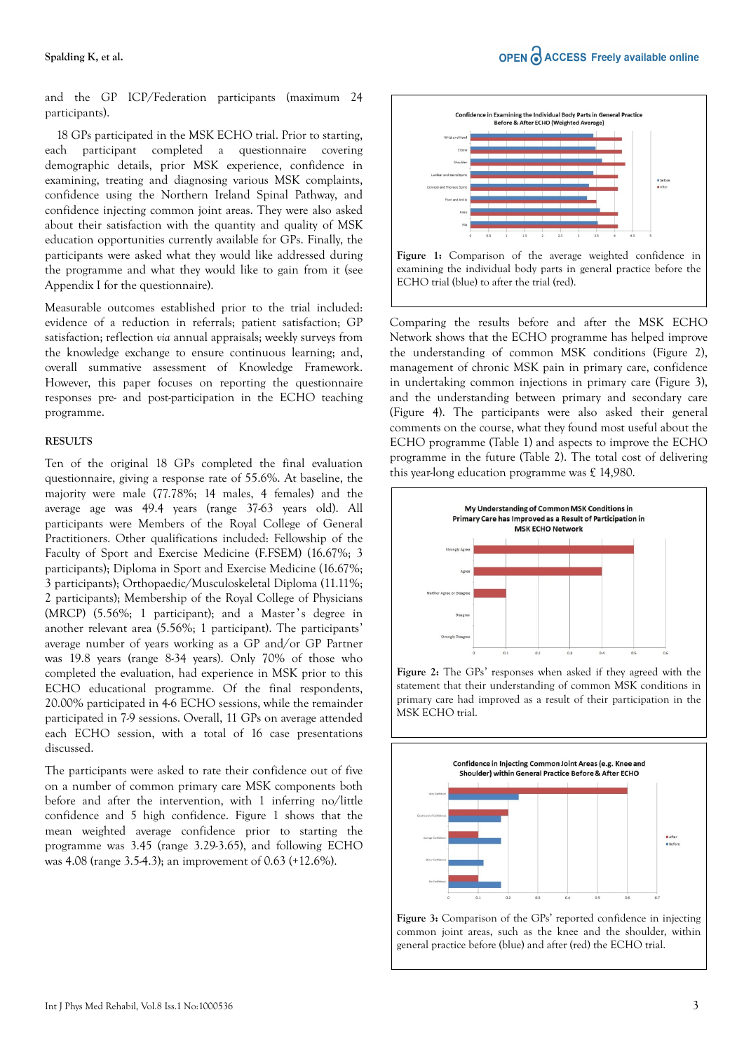and the GP ICP/Federation participants (maximum 24 participants).

18 GPs participated in the MSK ECHO trial. Prior to starting, each participant completed a questionnaire covering demographic details, prior MSK experience, confidence in examining, treating and diagnosing various MSK complaints, confidence using the Northern Ireland Spinal Pathway, and confidence injecting common joint areas. They were also asked about their satisfaction with the quantity and quality of MSK education opportunities currently available for GPs. Finally, the participants were asked what they would like addressed during the programme and what they would like to gain from it (see Appendix I for the questionnaire).

Measurable outcomes established prior to the trial included: evidence of a reduction in referrals; patient satisfaction; GP satisfaction; reflection *via* annual appraisals; weekly surveys from the knowledge exchange to ensure continuous learning; and, overall summative assessment of Knowledge Framework. However, this paper focuses on reporting the questionnaire responses pre- and post-participation in the ECHO teaching programme.

## RESULTS

Ten of the original 18 GPs completed the final evaluation questionnaire, giving a response rate of 55.6%. At baseline, the majority were male (77.78%; 14 males, 4 females) and the average age was 49.4 years (range 37-63 years old). All participants were Members of the Royal College of General Practitioners. Other qualifications included: Fellowship of the Faculty of Sport and Exercise Medicine (F.FSEM) (16.67%; 3 participants); Diploma in Sport and Exercise Medicine (16.67%; 3 participants); Orthopaedic/Musculoskeletal Diploma (11.11%; 2 participants); Membership of the Royal College of Physicians (MRCP) (5.56%; 1 participant); and a Master's degree in another relevant area (5.56%; 1 participant). The participants' average number of years working as a GP and/or GP Partner was 19.8 years (range 8-34 years). Only 70% of those who completed the evaluation, had experience in MSK prior to this ECHO educational programme. Of the final respondents, 20.00% participated in 4-6 ECHO sessions, while the remainder participated in 7-9 sessions. Overall, 11 GPs on average attended each ECHO session, with a total of 16 case presentations discussed.

The participants were asked to rate their confidence out of five on a number of common primary care MSK components both before and after the intervention, with 1 inferring no/little confidence and 5 high confidence. Figure 1 shows that the mean weighted average confidence prior to starting the programme was 3.45 (range 3.29-3.65), and following ECHO was 4.08 (range 3.5-4.3); an improvement of 0.63 (+12.6%).

**Figure 1:** Comparison of the average weighted confidence in examining the individual body parts in general practice before the ECHO trial (blue) to after the trial (red).

Comparing the results before and after the MSK ECHO Network shows that the ECHO programme has helped improve the understanding of common MSK conditions (Figure 2), management of chronic MSK pain in primary care, confidence in undertaking common injections in primary care (Figure 3), and the understanding between primary and secondary care (Figure 4). The participants were also asked their general comments on the course, what they found most useful about the ECHO programme (Table 1) and aspects to improve the ECHO programme in the future (Table 2). The total cost of delivering this year-long education programme was £ 14,980.

**Figure 2:** The GPs' responses when asked if they agreed with the statement that their understanding of common MSK conditions in primary care had improved as a result of their participation in the MSK ECHO trial.

**Figure 3:** Comparison of the GPs' reported confidence in injecting common joint areas, such as the knee and the shoulder, within general practice before (blue) and after (red) the ECHO trial.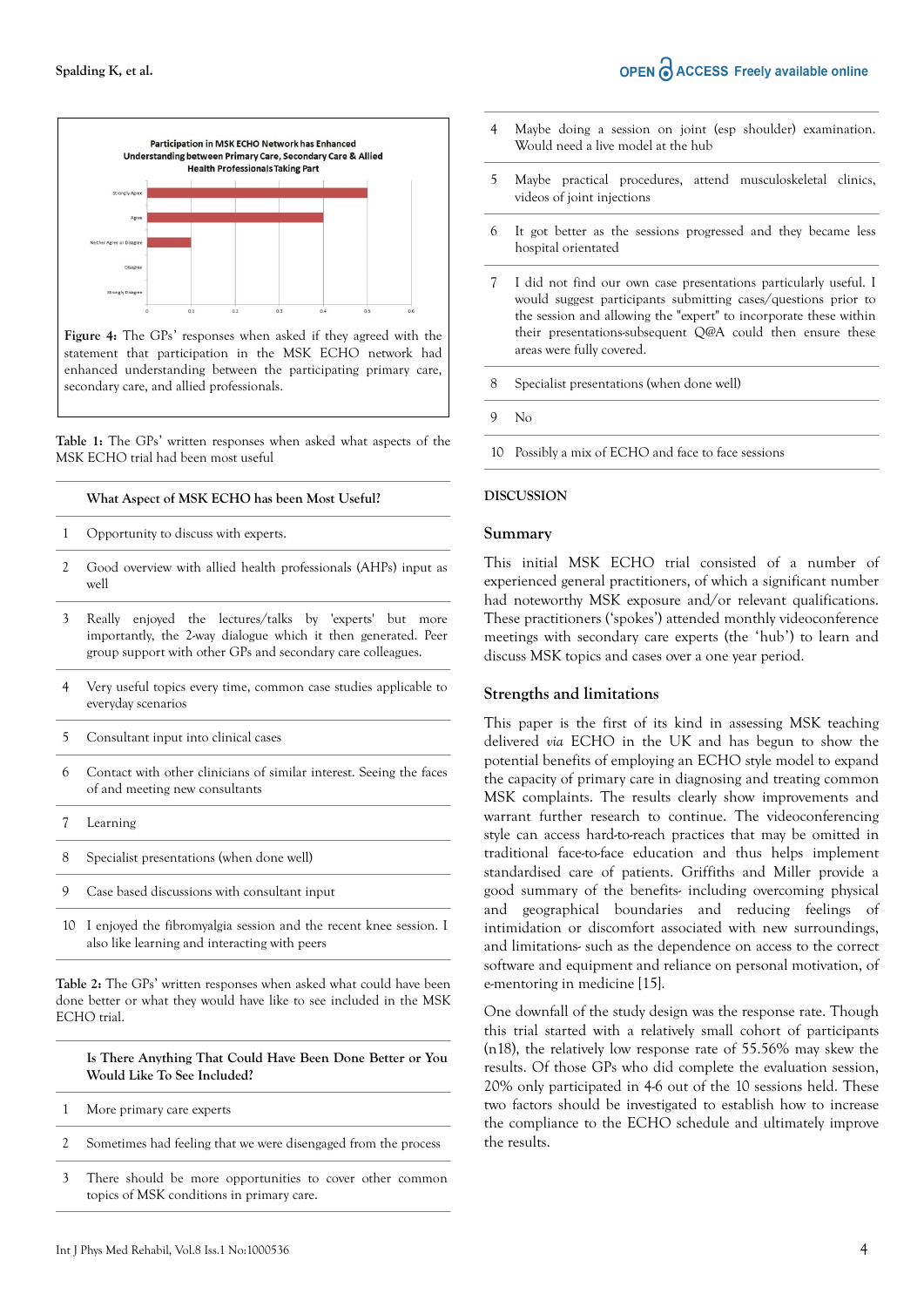Figure 4: The GPs' responses when asked if they agreed with the statement that participation in the MSK ECHO network had enhanced understanding between the participating primary care, secondary care, and allied professionals.

Table 1: The GPs' written responses when asked what aspects of the MSK ECHO trial had been most useful

| | What Aspect of MSK ECHO has been Most Useful? |
|---|---|
| 1 | Opportunity to discuss with experts. |
| 2 | Good overview with allied health professionals (AHPs) input as well |
| 3 | Really enjoyed the lectures/talks by 'experts' but more importantly, the 2-way dialogue which it then generated. Peer group support with other GPs and secondary care colleagues. |
| 4 | Very useful topics every time, common case studies applicable to everyday scenarios |
| 5 | Consultant input into clinical cases |
| 6 | Contact with other clinicians of similar interest. Seeing the faces of and meeting new consultants |
| 7 | Learning |
| 8 | Specialist presentations (when done well) |
| 9 | Case based discussions with consultant input |
| 10 | I enjoyed the fibromyalgia session and the recent knee session. I also like learning and interacting with peers |

Table 2: The GPs' written responses when asked what could have been done better or what they would have like to see included in the MSK ECHO trial.

| | Is There Anything That Could Have Been Done Better or You Would Like To See Included? |
|---|---|
| 1 | More primary care experts |
| 2 | Sometimes had feeling that we were disengaged from the process |
| 3 | There should be more opportunities to cover other common topics of MSK conditions in primary care. |
| 4 | Maybe doing a session on joint (esp shoulder) examination. Would need a live model at the hub |
| 5 | Maybe practical procedures, attend musculoskeletal clinics, videos of joint injections |
| 6 | It got better as the sessions progressed and they became less hospital orientated |
| 7 | I did not find our own case presentations particularly useful. I would suggest participants submitting cases/questions prior to the session and allowing the "expert" to incorporate these within their presentations-subsequent Q@A could then ensure these areas were fully covered. |
| 8 | Specialist presentations (when done well) |
| 9 | No |
| 10 | Possibly a mix of ECHO and face to face sessions |

## DISCUSSION

### Summary

This initial MSK ECHO trial consisted of a number of experienced general practitioners, of which a significant number had noteworthy MSK exposure and/or relevant qualifications. These practitioners ('spokes') attended monthly videoconference meetings with secondary care experts (the 'hub') to learn and discuss MSK topics and cases over a one year period.

### Strengths and limitations

This paper is the first of its kind in assessing MSK teaching delivered *via* ECHO in the UK and has begun to show the potential benefits of employing an ECHO style model to expand the capacity of primary care in diagnosing and treating common MSK complaints. The results clearly show improvements and warrant further research to continue. The videoconferencing style can access hard-to-reach practices that may be omitted in traditional face-to-face education and thus helps implement standardised care of patients. Griffiths and Miller provide a good summary of the benefits- including overcoming physical and geographical boundaries and reducing feelings of intimidation or discomfort associated with new surroundings, and limitations- such as the dependence on access to the correct software and equipment and reliance on personal motivation, of e-mentoring in medicine [15].

One downfall of the study design was the response rate. Though this trial started with a relatively small cohort of participants (n18), the relatively low response rate of 55.56% may skew the results. Of those GPs who did complete the evaluation session, 20% only participated in 4-6 out of the 10 sessions held. These two factors should be investigated to establish how to increase the compliance to the ECHO schedule and ultimately improve the results.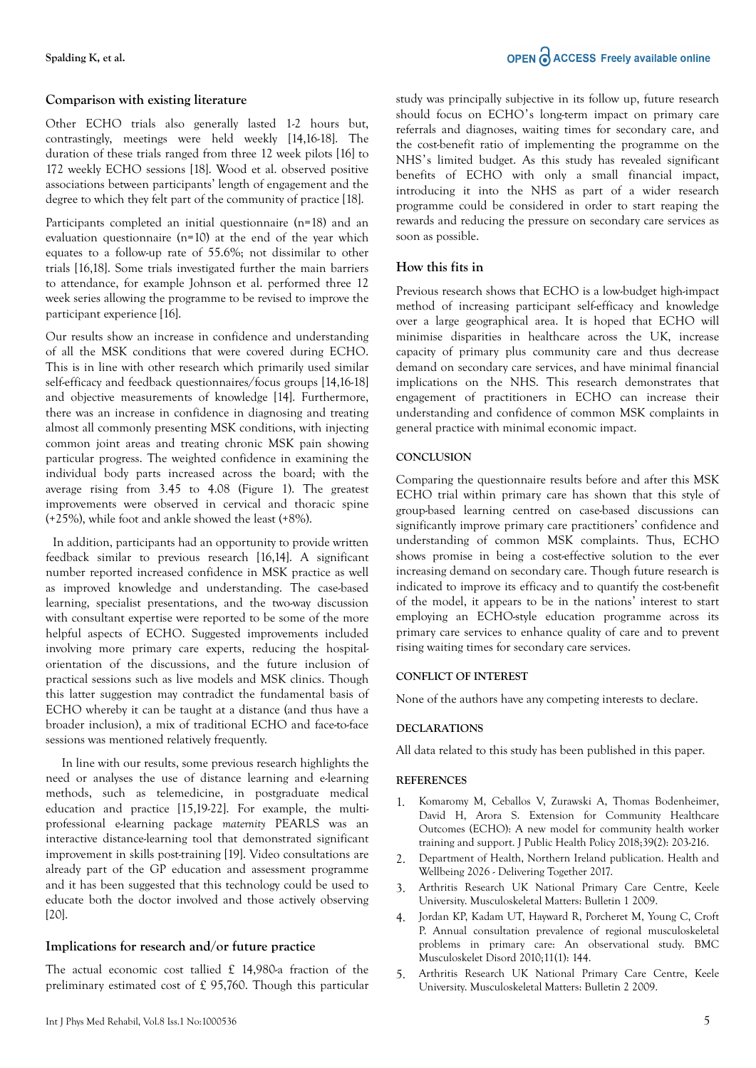## Comparison with existing literature

Other ECHO trials also generally lasted 1-2 hours but, contrastingly, meetings were held weekly [14,16-18]. The duration of these trials ranged from three 12 week pilots [16] to 172 weekly ECHO sessions [18]. Wood et al. observed positive associations between participants' length of engagement and the degree to which they felt part of the community of practice [18].

Participants completed an initial questionnaire (n=18) and an evaluation questionnaire (n=10) at the end of the year which equates to a follow-up rate of 55.6%; not dissimilar to other trials [16,18]. Some trials investigated further the main barriers to attendance, for example Johnson et al. performed three 12 week series allowing the programme to be revised to improve the participant experience [16].

Our results show an increase in confidence and understanding of all the MSK conditions that were covered during ECHO. This is in line with other research which primarily used similar self-efficacy and feedback questionnaires/focus groups [14,16-18] and objective measurements of knowledge [14]. Furthermore, there was an increase in confidence in diagnosing and treating almost all commonly presenting MSK conditions, with injecting common joint areas and treating chronic MSK pain showing particular progress. The weighted confidence in examining the individual body parts increased across the board; with the average rising from 3.45 to 4.08 (Figure 1). The greatest improvements were observed in cervical and thoracic spine (+25%), while foot and ankle showed the least (+8%).

In addition, participants had an opportunity to provide written feedback similar to previous research [16,14]. A significant number reported increased confidence in MSK practice as well as improved knowledge and understanding. The case-based learning, specialist presentations, and the two-way discussion with consultant expertise were reported to be some of the more helpful aspects of ECHO. Suggested improvements included involving more primary care experts, reducing the hospital-orientation of the discussions, and the future inclusion of practical sessions such as live models and MSK clinics. Though this latter suggestion may contradict the fundamental basis of ECHO whereby it can be taught at a distance (and thus have a broader inclusion), a mix of traditional ECHO and face-to-face sessions was mentioned relatively frequently.

In line with our results, some previous research highlights the need or analyses the use of distance learning and e-learning methods, such as telemedicine, in postgraduate medical education and practice [15,19-22]. For example, the multi-professional e-learning package *maternity* PEARLS was an interactive distance-learning tool that demonstrated significant improvement in skills post-training [19]. Video consultations are already part of the GP education and assessment programme and it has been suggested that this technology could be used to educate both the doctor involved and those actively observing [20].

## Implications for research and/or future practice

The actual economic cost tallied £ 14,980-a fraction of the preliminary estimated cost of £ 95,760. Though this particular study was principally subjective in its follow up, future research should focus on ECHO's long-term impact on primary care referrals and diagnoses, waiting times for secondary care, and the cost-benefit ratio of implementing the programme on the NHS's limited budget. As this study has revealed significant benefits of ECHO with only a small financial impact, introducing it into the NHS as part of a wider research programme could be considered in order to start reaping the rewards and reducing the pressure on secondary care services as soon as possible.

## How this fits in

Previous research shows that ECHO is a low-budget high-impact method of increasing participant self-efficacy and knowledge over a large geographical area. It is hoped that ECHO will minimise disparities in healthcare across the UK, increase capacity of primary plus community care and thus decrease demand on secondary care services, and have minimal financial implications on the NHS. This research demonstrates that engagement of practitioners in ECHO can increase their understanding and confidence of common MSK complaints in general practice with minimal economic impact.

## CONCLUSION

Comparing the questionnaire results before and after this MSK ECHO trial within primary care has shown that this style of group-based learning centred on case-based discussions can significantly improve primary care practitioners' confidence and understanding of common MSK complaints. Thus, ECHO shows promise in being a cost-effective solution to the ever increasing demand on secondary care. Though future research is indicated to improve its efficacy and to quantify the cost-benefit of the model, it appears to be in the nations' interest to start employing an ECHO-style education programme across its primary care services to enhance quality of care and to prevent rising waiting times for secondary care services.

## CONFLICT OF INTEREST

None of the authors have any competing interests to declare.

## DECLARATIONS

All data related to this study has been published in this paper.

## REFERENCES

1. Komaromy M, Ceballos V, Zurawski A, Thomas Bodenheimer, David H, Arora S. Extension for Community Healthcare Outcomes (ECHO): A new model for community health worker training and support. J Public Health Policy 2018;39(2): 203-216.
2. Department of Health, Northern Ireland publication. Health and Wellbeing 2026 - Delivering Together 2017.
3. Arthritis Research UK National Primary Care Centre, Keele University. Musculoskeletal Matters: Bulletin 1 2009.
4. Jordan KP, Kadam UT, Hayward R, Porcheret M, Young C, Croft P. Annual consultation prevalence of regional musculoskeletal problems in primary care: An observational study. BMC Musculoskelet Disord 2010;11(1): 144.
5. Arthritis Research UK National Primary Care Centre, Keele University. Musculoskeletal Matters: Bulletin 2 2009.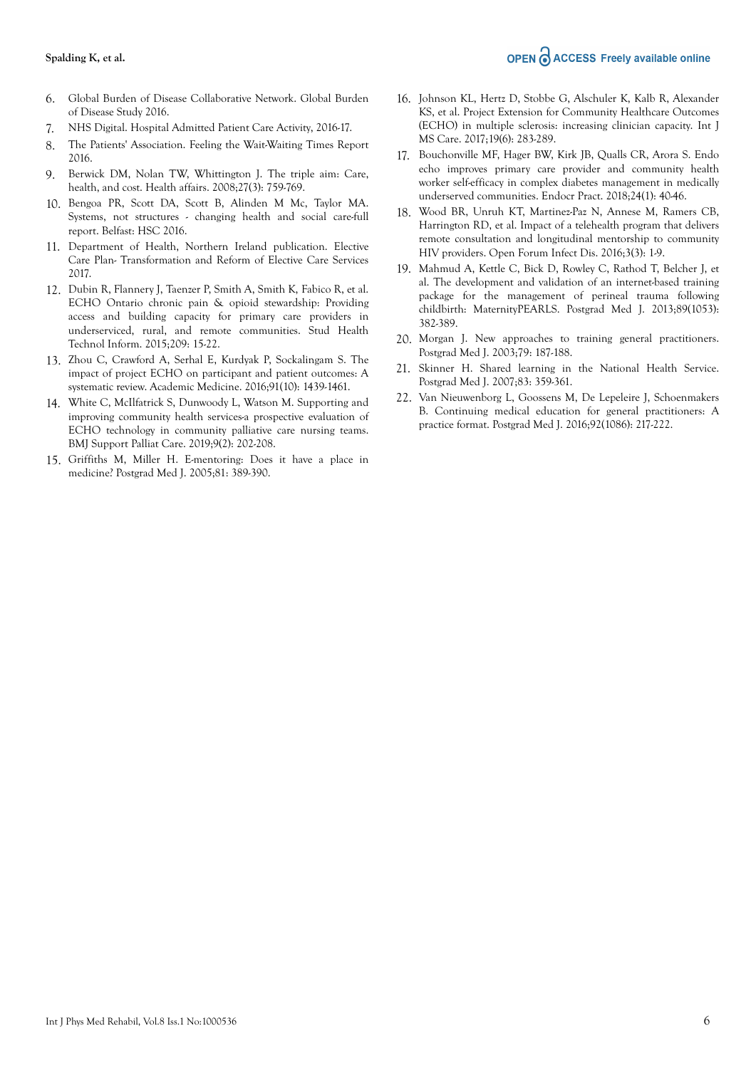6. Global Burden of Disease Collaborative Network. Global Burden of Disease Study 2016.
7. NHS Digital. Hospital Admitted Patient Care Activity, 2016-17.
8. The Patients' Association. Feeling the Wait-Waiting Times Report 2016.
9. Berwick DM, Nolan TW, Whittington J. The triple aim: Care, health, and cost. Health affairs. 2008;27(3): 759-769.
10. Bengoa PR, Scott DA, Scott B, Alinden M Mc, Taylor MA. Systems, not structures - changing health and social care-full report. Belfast: HSC 2016.
11. Department of Health, Northern Ireland publication. Elective Care Plan- Transformation and Reform of Elective Care Services 2017.
12. Dubin R, Flannery J, Taenzer P, Smith A, Smith K, Fabico R, et al. ECHO Ontario chronic pain & opioid stewardship: Providing access and building capacity for primary care providers in underserviced, rural, and remote communities. Stud Health Technol Inform. 2015;209: 15-22.
13. Zhou C, Crawford A, Serhal E, Kurdyak P, Sockalingam S. The impact of project ECHO on participant and patient outcomes: A systematic review. Academic Medicine. 2016;91(10): 1439-1461.
14. White C, McIlfatrick S, Dunwoody L, Watson M. Supporting and improving community health services-a prospective evaluation of ECHO technology in community palliative care nursing teams. BMJ Support Palliat Care. 2019;9(2): 202-208.
15. Griffiths M, Miller H. E-mentoring: Does it have a place in medicine? Postgrad Med J. 2005;81: 389-390.
16. Johnson KL, Hertz D, Stobbe G, Alschuler K, Kalb R, Alexander KS, et al. Project Extension for Community Healthcare Outcomes (ECHO) in multiple sclerosis: increasing clinician capacity. Int J MS Care. 2017;19(6): 283-289.
17. Bouchonville MF, Hager BW, Kirk JB, Qualls CR, Arora S. Endo echo improves primary care provider and community health worker self-efficacy in complex diabetes management in medically underserved communities. Endocr Pract. 2018;24(1): 40-46.
18. Wood BR, Unruh KT, Martinez-Paz N, Annese M, Ramers CB, Harrington RD, et al. Impact of a telehealth program that delivers remote consultation and longitudinal mentorship to community HIV providers. Open Forum Infect Dis. 2016;3(3): 1-9.
19. Mahmud A, Kettle C, Bick D, Rowley C, Rathod T, Belcher J, et al. The development and validation of an internet-based training package for the management of perineal trauma following childbirth: MaternityPEARLS. Postgrad Med J. 2013;89(1053): 382-389.
20. Morgan J. New approaches to training general practitioners. Postgrad Med J. 2003;79: 187-188.
21. Skinner H. Shared learning in the National Health Service. Postgrad Med J. 2007;83: 359-361.
22. Van Nieuwenborg L, Goossens M, De Lepeleire J, Schoenmakers B. Continuing medical education for general practitioners: A practice format. Postgrad Med J. 2016;92(1086): 217-222.